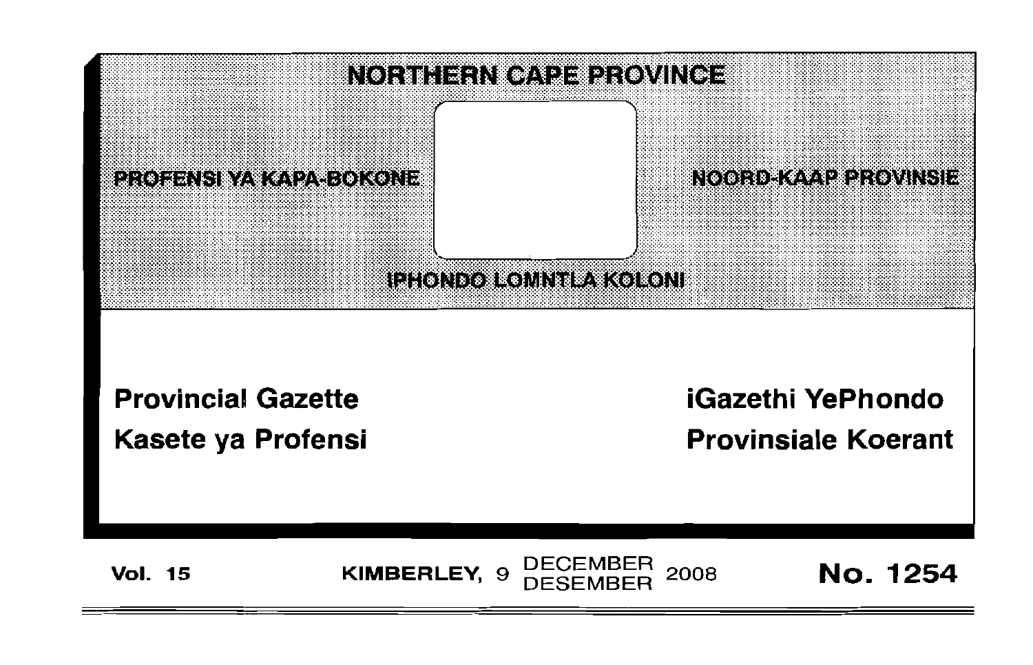# NORTHERN CAPE PROVINCE

**PROFENSI YA KAPA-BOKONE** | **NOORD-KAAP PROVINSIE**

**IPHONDO LOMNTLA KOLONI**

## Provincial Gazette
## Kasete ya Profensi
## iGazethi YePhondo
## Provinsiale Koerant

**Vol. 15** | **KIMBERLEY, 9 DECEMBER / DESEMBER 2008** | **No. 1254**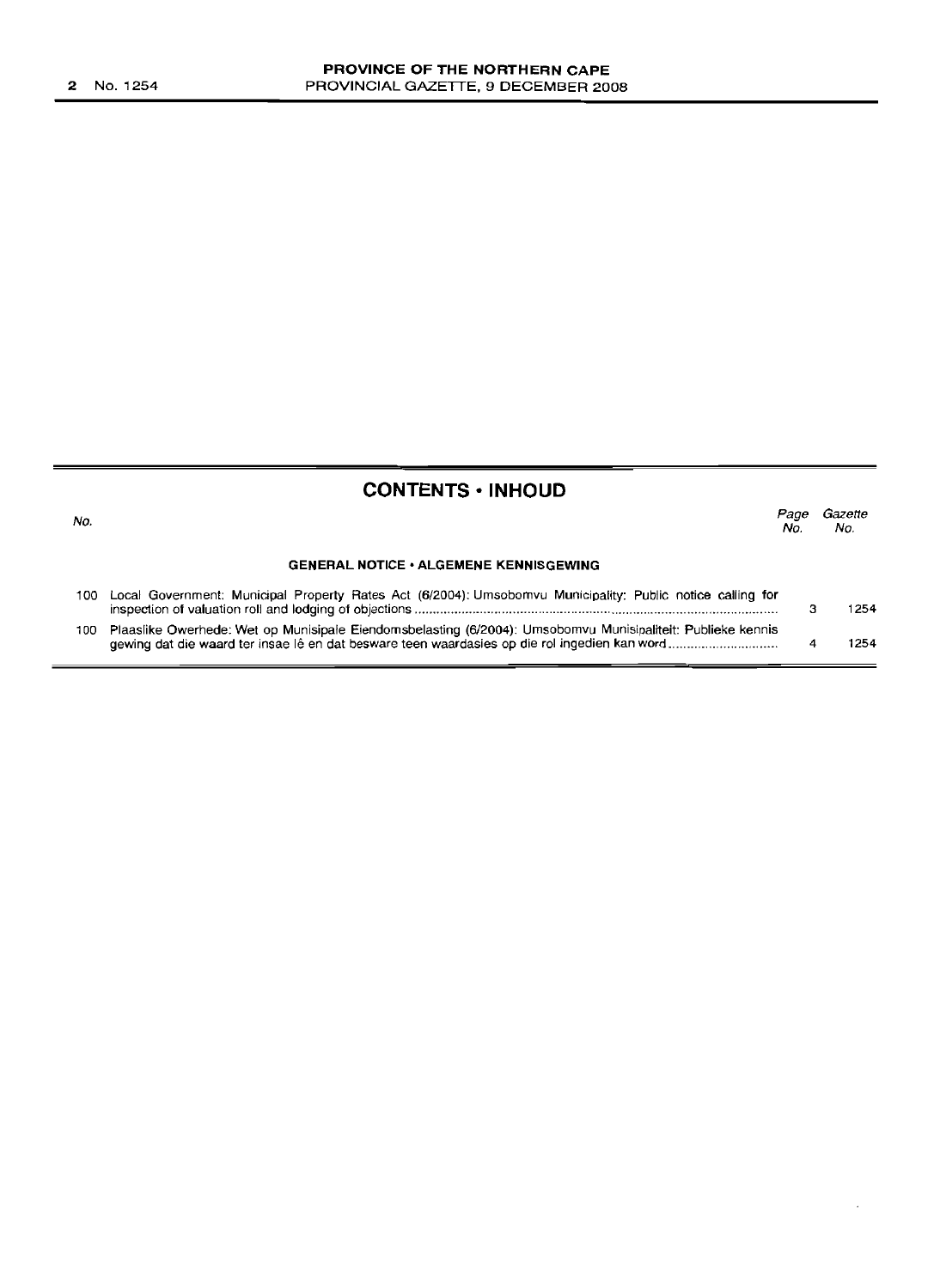## CONTENTS • INHOUD

| No. | | Page No. | Gazette No. |
|---|---|---|---|
| | **GENERAL NOTICE • ALGEMENE KENNISGEWING** | | |
| 100 | Local Government: Municipal Property Rates Act (6/2004): Umsobomvu Municipality: Public notice calling for inspection of valuation roll and lodging of objections | 3 | 1254 |
| 100 | Plaaslike Owerhede: Wet op Munisipale Eiendomsbelasting (6/2004): Umsobomvu Munisipaliteit: Publieke kennis gewing dat die waard ter insae lê en dat besware teen waardasies op die rol ingedien kan word | 4 | 1254 |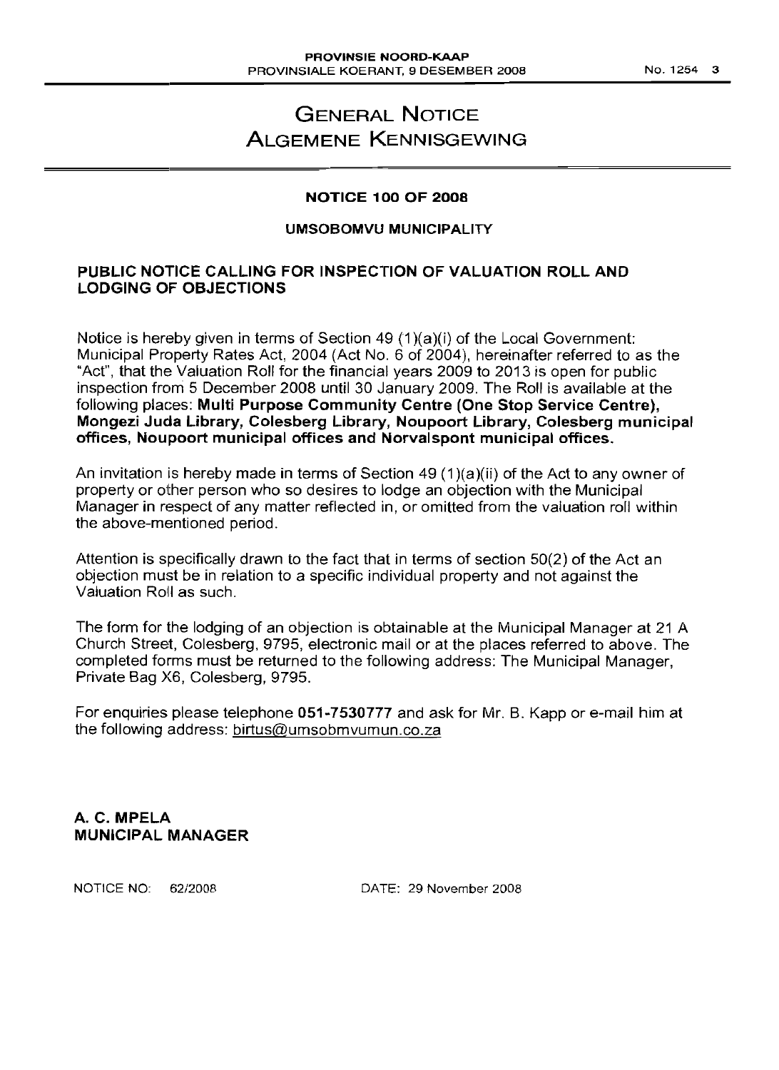# GENERAL NOTICE
# ALGEMENE KENNISGEWING

**NOTICE 100 OF 2008**

**UMSOBOMVU MUNICIPALITY**

## PUBLIC NOTICE CALLING FOR INSPECTION OF VALUATION ROLL AND LODGING OF OBJECTIONS

Notice is hereby given in terms of Section 49 (1)(a)(i) of the Local Government: Municipal Property Rates Act, 2004 (Act No. 6 of 2004), hereinafter referred to as the "Act", that the Valuation Roll for the financial years 2009 to 2013 is open for public inspection from 5 December 2008 until 30 January 2009. The Roll is available at the following places: **Multi Purpose Community Centre (One Stop Service Centre), Mongezi Juda Library, Colesberg Library, Noupoort Library, Colesberg municipal offices, Noupoort municipal offices and Norvalspont municipal offices.**

An invitation is hereby made in terms of Section 49 (1)(a)(ii) of the Act to any owner of property or other person who so desires to lodge an objection with the Municipal Manager in respect of any matter reflected in, or omitted from the valuation roll within the above-mentioned period.

Attention is specifically drawn to the fact that in terms of section 50(2) of the Act an objection must be in relation to a specific individual property and not against the Valuation Roll as such.

The form for the lodging of an objection is obtainable at the Municipal Manager at 21 A Church Street, Colesberg, 9795, electronic mail or at the places referred to above. The completed forms must be returned to the following address: The Municipal Manager, Private Bag X6, Colesberg, 9795.

For enquiries please telephone **051-7530777** and ask for Mr. B. Kapp or e-mail him at the following address: birtus@umsobmvumun.co.za

**A. C. MPELA**
**MUNICIPAL MANAGER**

NOTICE NO: 62/2008 DATE: 29 November 2008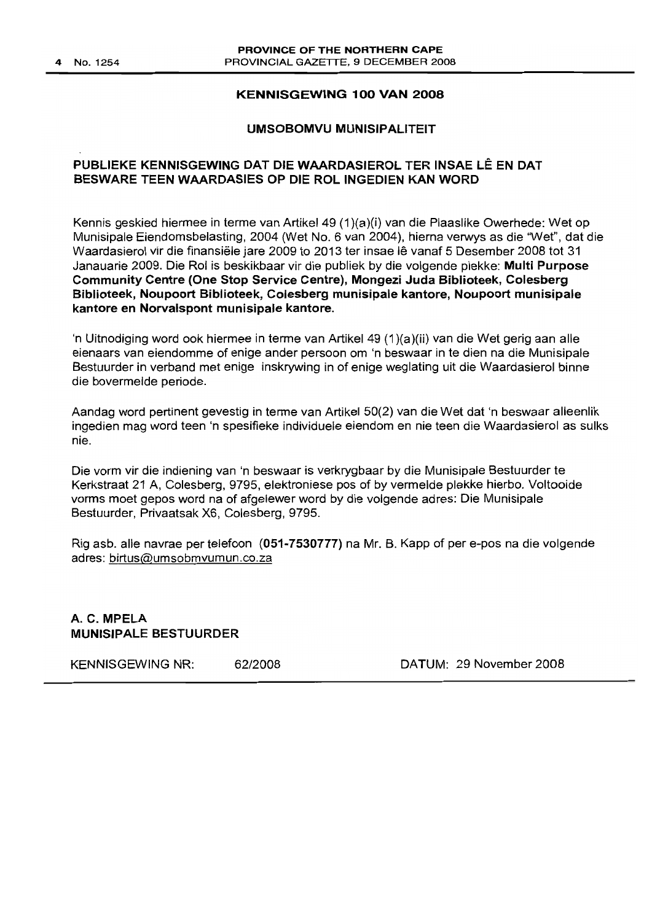## KENNISGEWING 100 VAN 2008

### UMSOBOMVU MUNISIPALITEIT

### PUBLIEKE KENNISGEWING DAT DIE WAARDASIEROL TER INSAE LÊ EN DAT BESWARE TEEN WAARDASIES OP DIE ROL INGEDIEN KAN WORD

Kennis geskied hiermee in terme van Artikel 49 (1)(a)(i) van die Plaaslike Owerhede: Wet op Munisipale Eiendomsbelasting, 2004 (Wet No. 6 van 2004), hierna verwys as die "Wet", dat die Waardasierol vir die finansiële jare 2009 to 2013 ter insae lê vanaf 5 Desember 2008 tot 31 Janauarie 2009. Die Rol is beskikbaar vir die publiek by die volgende plekke: **Multi Purpose Community Centre (One Stop Service Centre), Mongezi Juda Biblioteek, Colesberg Biblioteek, Noupoort Biblioteek, Colesberg munisipale kantore, Noupoort munisipale kantore en Norvalspont munisipale kantore.**

'n Uitnodiging word ook hiermee in terme van Artikel 49 (1)(a)(ii) van die Wet gerig aan alle eienaars van eiendomme of enige ander persoon om 'n beswaar in te dien na die Munisipale Bestuurder in verband met enige inskrywing in of enige weglating uit die Waardasierol binne die bovermelde periode.

Aandag word pertinent gevestig in terme van Artikel 50(2) van die Wet dat 'n beswaar alleenlik ingedien mag word teen 'n spesifieke individuele eiendom en nie teen die Waardasierol as sulks nie.

Die vorm vir die indiening van 'n beswaar is verkrygbaar by die Munisipale Bestuurder te Kerkstraat 21 A, Colesberg, 9795, elektroniese pos of by vermelde plekke hierbo. Voltooide vorms moet gepos word na of afgelewer word by die volgende adres: Die Munisipale Bestuurder, Privaatsak X6, Colesberg, 9795.

Rig asb. alle navrae per telefoon **(051-7530777)** na Mr. B. Kapp of per e-pos na die volgende adres: birtus@umsobmvumun.co.za

**A. C. MPELA**
**MUNISIPALE BESTUURDER**

KENNISGEWING NR: 62/2008 DATUM: 29 November 2008